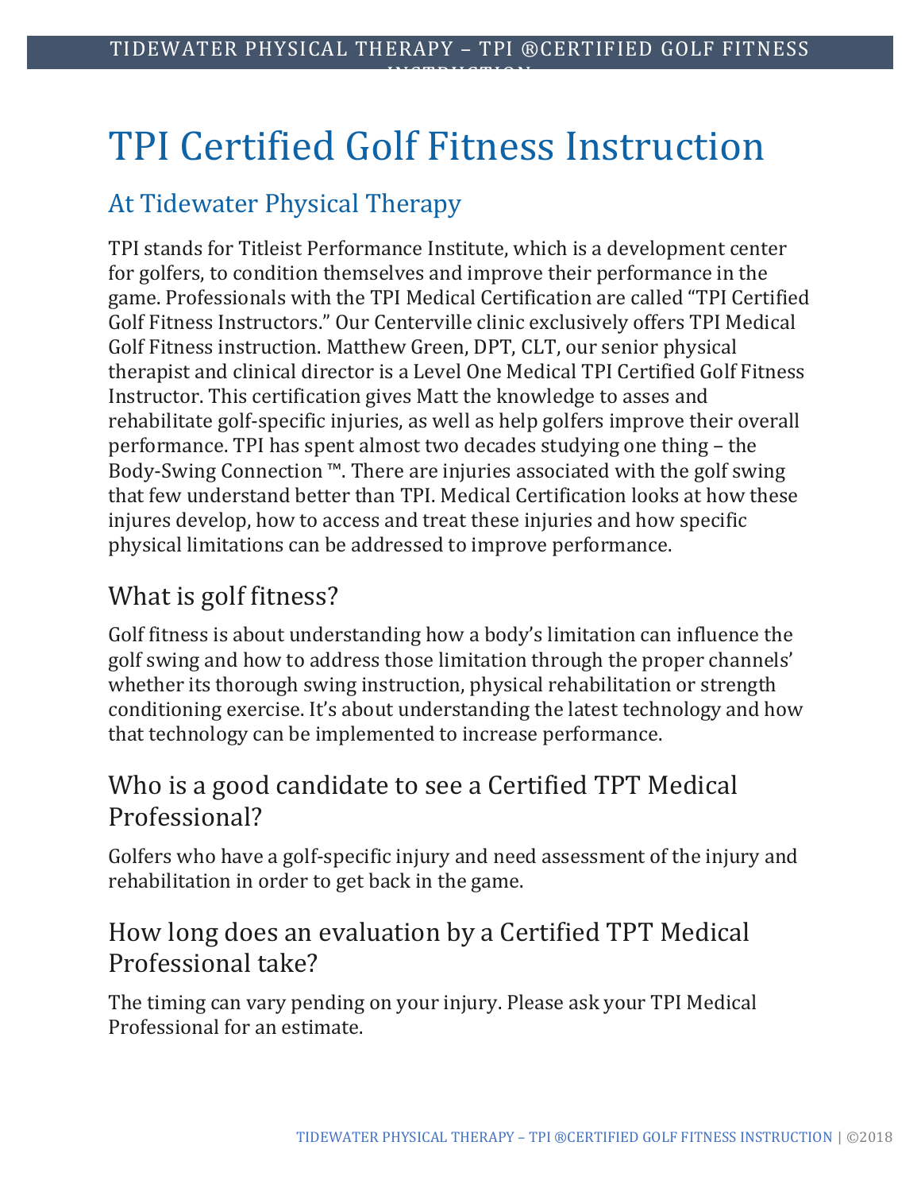# TPI Certified Golf Fitness Instruction

## At Tidewater Physical Therapy

TPI stands for Titleist Performance Institute, which is a development center for golfers, to condition themselves and improve their performance in the game. Professionals with the TPI Medical Certification are called "TPI Certified Golf Fitness Instructors." Our Centerville clinic exclusively offers TPI Medical Golf Fitness instruction. Matthew Green, DPT, CLT, our senior physical therapist and clinical director is a Level One Medical TPI Certified Golf Fitness Instructor. This certification gives Matt the knowledge to asses and rehabilitate golf-specific injuries, as well as help golfers improve their overall performance. TPI has spent almost two decades studying one thing – the Body-Swing Connection ™. There are injuries associated with the golf swing that few understand better than TPI. Medical Certification looks at how these injures develop, how to access and treat these injuries and how specific physical limitations can be addressed to improve performance.

### What is golf fitness?

Golf fitness is about understanding how a body's limitation can influence the golf swing and how to address those limitation through the proper channels' whether its thorough swing instruction, physical rehabilitation or strength conditioning exercise. It's about understanding the latest technology and how that technology can be implemented to increase performance.

### Who is a good candidate to see a Certified TPT Medical Professional?

Golfers who have a golf-specific injury and need assessment of the injury and rehabilitation in order to get back in the game.

### How long does an evaluation by a Certified TPT Medical Professional take?

The timing can vary pending on your injury. Please ask your TPI Medical Professional for an estimate.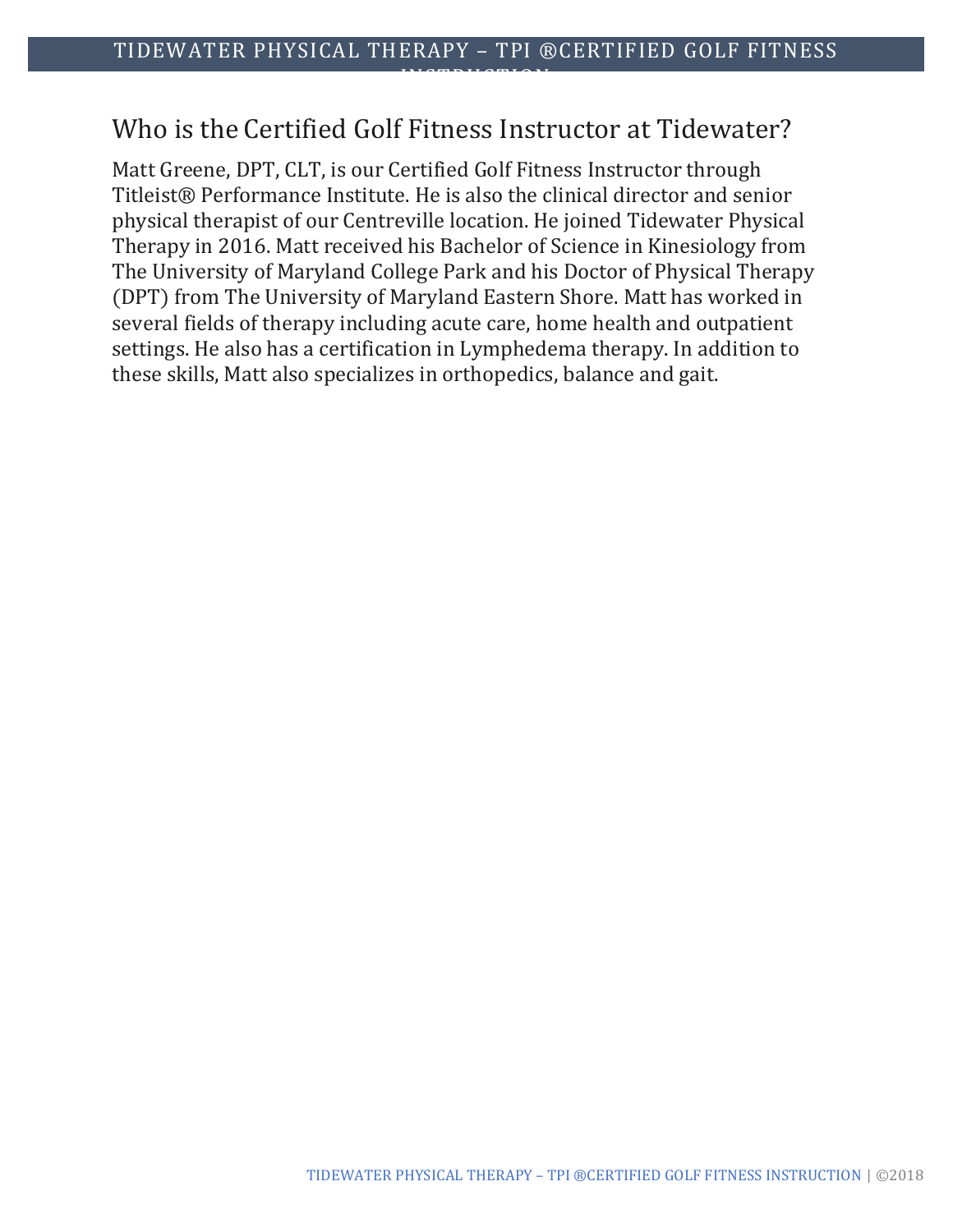## Who is the Certified Golf Fitness Instructor at Tidewater?

Matt Greene, DPT, CLT, is our Certified Golf Fitness Instructor through Titleist® Performance Institute. He is also the clinical director and senior physical therapist of our Centreville location. He joined Tidewater Physical Therapy in 2016. Matt received his Bachelor of Science in Kinesiology from The University of Maryland College Park and his Doctor of Physical Therapy (DPT) from The University of Maryland Eastern Shore. Matt has worked in several fields of therapy including acute care, home health and outpatient settings. He also has a certification in Lymphedema therapy. In addition to these skills, Matt also specializes in orthopedics, balance and gait.